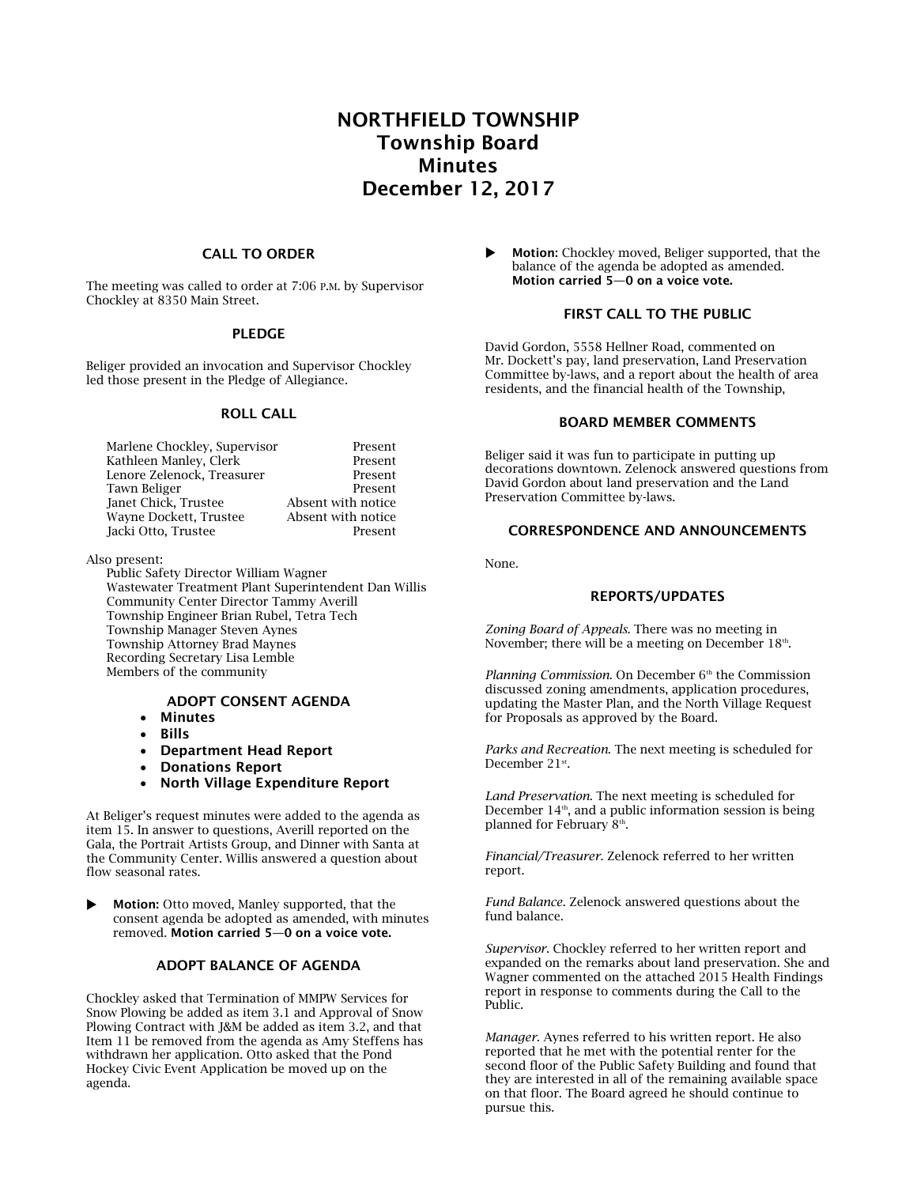# NORTHFIELD TOWNSHIP
# Township Board
# Minutes
# December 12, 2017

## CALL TO ORDER

The meeting was called to order at 7:06 P.M. by Supervisor Chockley at 8350 Main Street.

## PLEDGE

Beliger provided an invocation and Supervisor Chockley led those present in the Pledge of Allegiance.

## ROLL CALL

| | |
|---|---|
| Marlene Chockley, Supervisor | Present |
| Kathleen Manley, Clerk | Present |
| Lenore Zelenock, Treasurer | Present |
| Tawn Beliger | Present |
| Janet Chick, Trustee | Absent with notice |
| Wayne Dockett, Trustee | Absent with notice |
| Jacki Otto, Trustee | Present |

Also present:
Public Safety Director William Wagner
Wastewater Treatment Plant Superintendent Dan Willis
Community Center Director Tammy Averill
Township Engineer Brian Rubel, Tetra Tech
Township Manager Steven Aynes
Township Attorney Brad Maynes
Recording Secretary Lisa Lemble
Members of the community

## ADOPT CONSENT AGENDA

- **Minutes**
- **Bills**
- **Department Head Report**
- **Donations Report**
- **North Village Expenditure Report**

At Beliger's request minutes were added to the agenda as item 15. In answer to questions, Averill reported on the Gala, the Portrait Artists Group, and Dinner with Santa at the Community Center. Willis answered a question about flow seasonal rates.

▶ **Motion:** Otto moved, Manley supported, that the consent agenda be adopted as amended, with minutes removed. **Motion carried 5—0 on a voice vote.**

## ADOPT BALANCE OF AGENDA

Chockley asked that Termination of MMPW Services for Snow Plowing be added as item 3.1 and Approval of Snow Plowing Contract with J&M be added as item 3.2, and that Item 11 be removed from the agenda as Amy Steffens has withdrawn her application. Otto asked that the Pond Hockey Civic Event Application be moved up on the agenda.

▶ **Motion:** Chockley moved, Beliger supported, that the balance of the agenda be adopted as amended. **Motion carried 5—0 on a voice vote.**

## FIRST CALL TO THE PUBLIC

David Gordon, 5558 Hellner Road, commented on Mr. Dockett's pay, land preservation, Land Preservation Committee by-laws, and a report about the health of area residents, and the financial health of the Township,

## BOARD MEMBER COMMENTS

Beliger said it was fun to participate in putting up decorations downtown. Zelenock answered questions from David Gordon about land preservation and the Land Preservation Committee by-laws.

## CORRESPONDENCE AND ANNOUNCEMENTS

None.

## REPORTS/UPDATES

*Zoning Board of Appeals.* There was no meeting in November; there will be a meeting on December 18th.

*Planning Commission.* On December 6th the Commission discussed zoning amendments, application procedures, updating the Master Plan, and the North Village Request for Proposals as approved by the Board.

*Parks and Recreation.* The next meeting is scheduled for December 21st.

*Land Preservation.* The next meeting is scheduled for December 14th, and a public information session is being planned for February 8th.

*Financial/Treasurer.* Zelenock referred to her written report.

*Fund Balance.* Zelenock answered questions about the fund balance.

*Supervisor.* Chockley referred to her written report and expanded on the remarks about land preservation. She and Wagner commented on the attached 2015 Health Findings report in response to comments during the Call to the Public.

*Manager.* Aynes referred to his written report. He also reported that he met with the potential renter for the second floor of the Public Safety Building and found that they are interested in all of the remaining available space on that floor. The Board agreed he should continue to pursue this.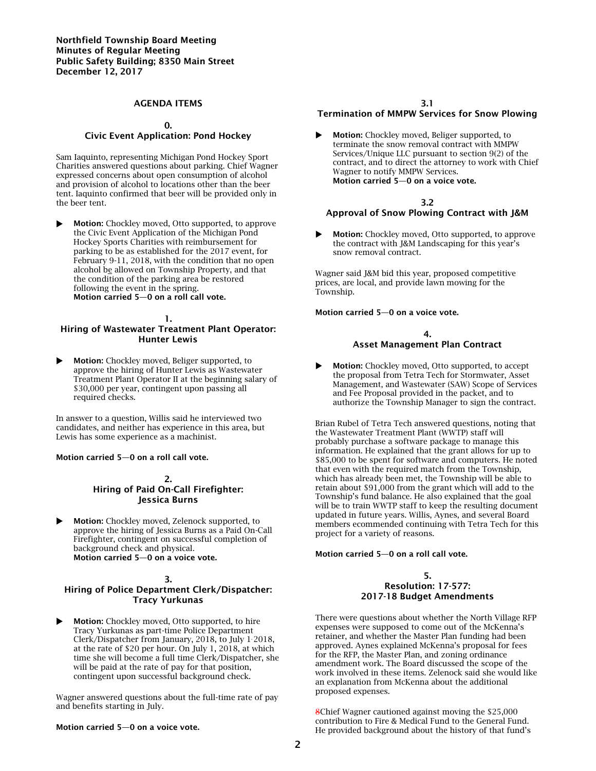**Northfield Township Board Meeting**
**Minutes of Regular Meeting**
**Public Safety Building; 8350 Main Street**
**December 12, 2017**

## AGENDA ITEMS

### 0. Civic Event Application: Pond Hockey

Sam Iaquinto, representing Michigan Pond Hockey Sport Charities answered questions about parking. Chief Wagner expressed concerns about open consumption of alcohol and provision of alcohol to locations other than the beer tent. Iaquinto confirmed that beer will be provided only in the beer tent.

- **Motion:** Chockley moved, Otto supported, to approve the Civic Event Application of the Michigan Pond Hockey Sports Charities with reimbursement for parking to be as established for the 2017 event, for February 9-11, 2018, with the condition that no open alcohol be allowed on Township Property, and that the condition of the parking area be restored following the event in the spring.
**Motion carried 5—0 on a roll call vote.**

### 1. Hiring of Wastewater Treatment Plant Operator: Hunter Lewis

- **Motion:** Chockley moved, Beliger supported, to approve the hiring of Hunter Lewis as Wastewater Treatment Plant Operator II at the beginning salary of $30,000 per year, contingent upon passing all required checks.

In answer to a question, Willis said he interviewed two candidates, and neither has experience in this area, but Lewis has some experience as a machinist.

**Motion carried 5—0 on a roll call vote.**

### 2. Hiring of Paid On-Call Firefighter: Jessica Burns

- **Motion:** Chockley moved, Zelenock supported, to approve the hiring of Jessica Burns as a Paid On-Call Firefighter, contingent on successful completion of background check and physical.
**Motion carried 5—0 on a voice vote.**

### 3. Hiring of Police Department Clerk/Dispatcher: Tracy Yurkunas

- **Motion:** Chockley moved, Otto supported, to hire Tracy Yurkunas as part-time Police Department Clerk/Dispatcher from January, 2018, to July 1 2018, at the rate of $20 per hour. On July 1, 2018, at which time she will become a full time Clerk/Dispatcher, she will be paid at the rate of pay for that position, contingent upon successful background check.

Wagner answered questions about the full-time rate of pay and benefits starting in July.

**Motion carried 5—0 on a voice vote.**

### 3.1 Termination of MMPW Services for Snow Plowing

- **Motion:** Chockley moved, Beliger supported, to terminate the snow removal contract with MMPW Services/Unique LLC pursuant to section 9(2) of the contract, and to direct the attorney to work with Chief Wagner to notify MMPW Services.
**Motion carried 5—0 on a voice vote.**

### 3.2 Approval of Snow Plowing Contract with J&M

- **Motion:** Chockley moved, Otto supported, to approve the contract with J&M Landscaping for this year's snow removal contract.

Wagner said J&M bid this year, proposed competitive prices, are local, and provide lawn mowing for the Township.

**Motion carried 5—0 on a voice vote.**

### 4. Asset Management Plan Contract

- **Motion:** Chockley moved, Otto supported, to accept the proposal from Tetra Tech for Stormwater, Asset Management, and Wastewater (SAW) Scope of Services and Fee Proposal provided in the packet, and to authorize the Township Manager to sign the contract.

Brian Rubel of Tetra Tech answered questions, noting that the Wastewater Treatment Plant (WWTP) staff will probably purchase a software package to manage this information. He explained that the grant allows for up to $85,000 to be spent for software and computers. He noted that even with the required match from the Township, which has already been met, the Township will be able to retain about $91,000 from the grant which will add to the Township's fund balance. He also explained that the goal will be to train WWTP staff to keep the resulting document updated in future years. Willis, Aynes, and several Board members ecommended continuing with Tetra Tech for this project for a variety of reasons.

**Motion carried 5—0 on a roll call vote.**

### 5. Resolution: 17-577: 2017-18 Budget Amendments

There were questions about whether the North Village RFP expenses were supposed to come out of the McKenna's retainer, and whether the Master Plan funding had been approved. Aynes explained McKenna's proposal for fees for the RFP, the Master Plan, and zoning ordinance amendment work. The Board discussed the scope of the work involved in these items. Zelenock said she would like an explanation from McKenna about the additional proposed expenses.

8Chief Wagner cautioned against moving the $25,000 contribution to Fire & Medical Fund to the General Fund. He provided background about the history of that fund's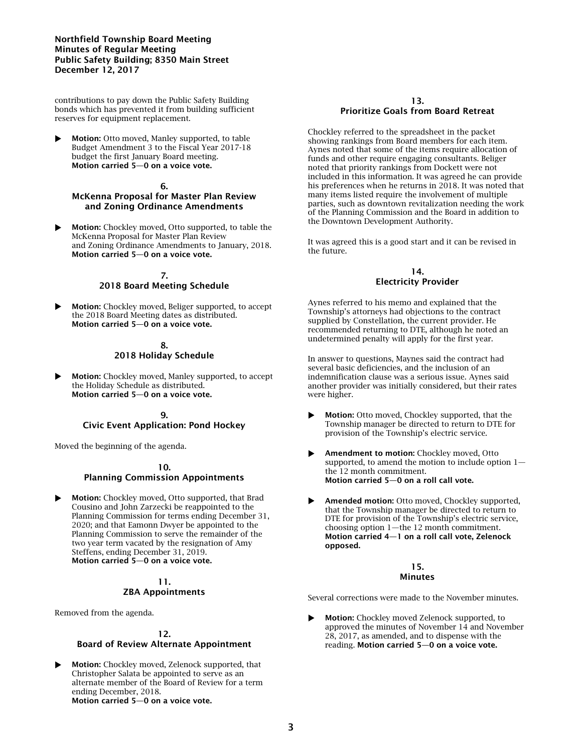contributions to pay down the Public Safety Building bonds which has prevented it from building sufficient reserves for equipment replacement.

- **Motion:** Otto moved, Manley supported, to table Budget Amendment 3 to the Fiscal Year 2017-18 budget the first January Board meeting. **Motion carried 5—0 on a voice vote.**

## 6. McKenna Proposal for Master Plan Review and Zoning Ordinance Amendments

- **Motion:** Chockley moved, Otto supported, to table the McKenna Proposal for Master Plan Review and Zoning Ordinance Amendments to January, 2018. **Motion carried 5—0 on a voice vote.**

## 7. 2018 Board Meeting Schedule

- **Motion:** Chockley moved, Beliger supported, to accept the 2018 Board Meeting dates as distributed. **Motion carried 5—0 on a voice vote.**

## 8. 2018 Holiday Schedule

- **Motion:** Chockley moved, Manley supported, to accept the Holiday Schedule as distributed. **Motion carried 5—0 on a voice vote.**

## 9. Civic Event Application: Pond Hockey

Moved the beginning of the agenda.

## 10. Planning Commission Appointments

- **Motion:** Chockley moved, Otto supported, that Brad Cousino and John Zarzecki be reappointed to the Planning Commission for terms ending December 31, 2020; and that Eamonn Dwyer be appointed to the Planning Commission to serve the remainder of the two year term vacated by the resignation of Amy Steffens, ending December 31, 2019. **Motion carried 5—0 on a voice vote.**

## 11. ZBA Appointments

Removed from the agenda.

## 12. Board of Review Alternate Appointment

- **Motion:** Chockley moved, Zelenock supported, that Christopher Salata be appointed to serve as an alternate member of the Board of Review for a term ending December, 2018. **Motion carried 5—0 on a voice vote.**

## 13. Prioritize Goals from Board Retreat

Chockley referred to the spreadsheet in the packet showing rankings from Board members for each item. Aynes noted that some of the items require allocation of funds and other require engaging consultants. Beliger noted that priority rankings from Dockett were not included in this information. It was agreed he can provide his preferences when he returns in 2018. It was noted that many items listed require the involvement of multiple parties, such as downtown revitalization needing the work of the Planning Commission and the Board in addition to the Downtown Development Authority.

It was agreed this is a good start and it can be revised in the future.

## 14. Electricity Provider

Aynes referred to his memo and explained that the Township's attorneys had objections to the contract supplied by Constellation, the current provider. He recommended returning to DTE, although he noted an undetermined penalty will apply for the first year.

In answer to questions, Maynes said the contract had several basic deficiencies, and the inclusion of an indemnification clause was a serious issue. Aynes said another provider was initially considered, but their rates were higher.

- **Motion:** Otto moved, Chockley supported, that the Township manager be directed to return to DTE for provision of the Township's electric service.

- **Amendment to motion:** Chockley moved, Otto supported, to amend the motion to include option 1—the 12 month commitment. **Motion carried 5—0 on a roll call vote.**

- **Amended motion:** Otto moved, Chockley supported, that the Township manager be directed to return to DTE for provision of the Township's electric service, choosing option 1—the 12 month commitment. **Motion carried 4—1 on a roll call vote, Zelenock opposed.**

## 15. Minutes

Several corrections were made to the November minutes.

- **Motion:** Chockley moved Zelenock supported, to approved the minutes of November 14 and November 28, 2017, as amended, and to dispense with the reading. **Motion carried 5—0 on a voice vote.**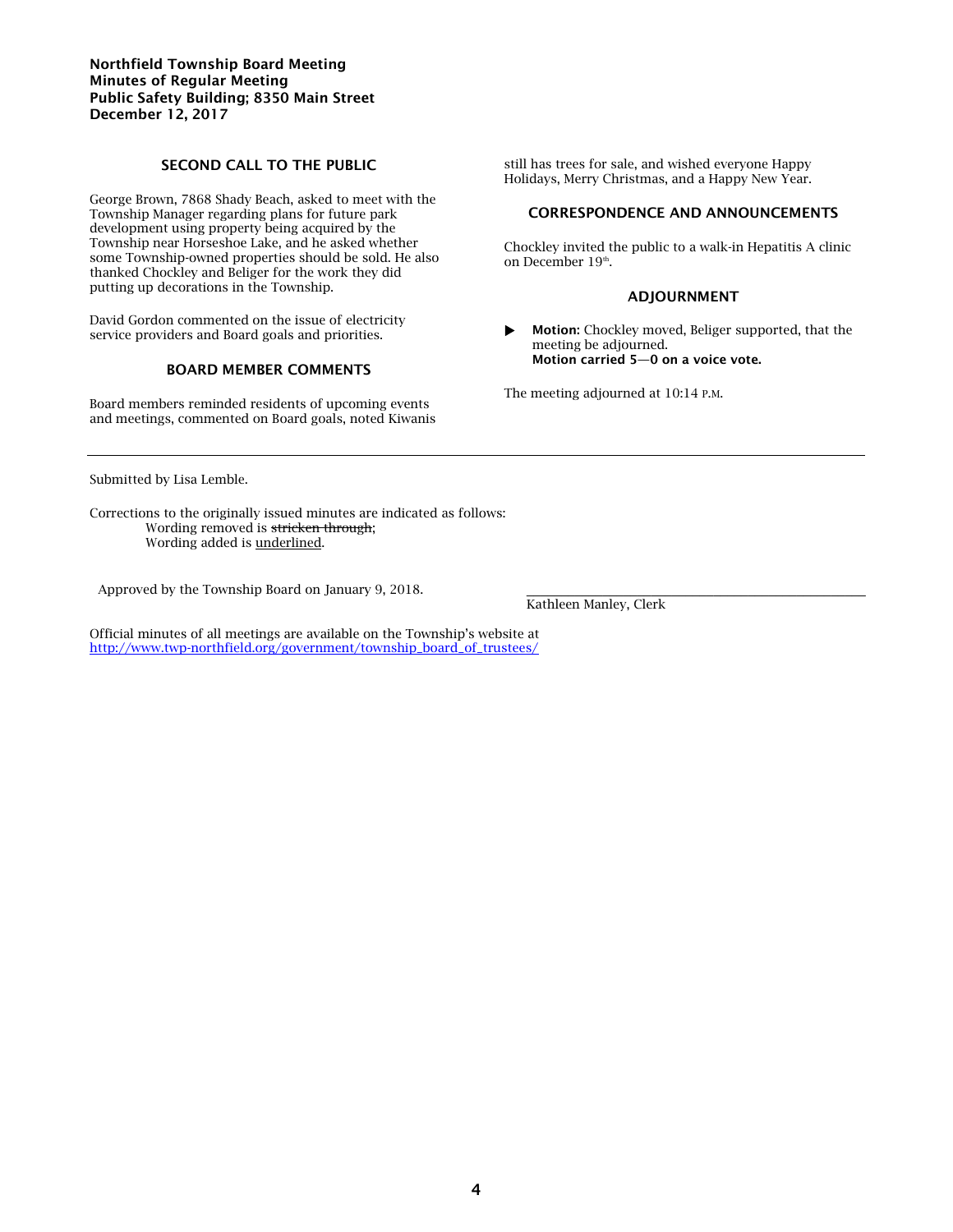**Northfield Township Board Meeting**
**Minutes of Regular Meeting**
**Public Safety Building; 8350 Main Street**
**December 12, 2017**

### SECOND CALL TO THE PUBLIC

George Brown, 7868 Shady Beach, asked to meet with the Township Manager regarding plans for future park development using property being acquired by the Township near Horseshoe Lake, and he asked whether some Township-owned properties should be sold. He also thanked Chockley and Beliger for the work they did putting up decorations in the Township.

David Gordon commented on the issue of electricity service providers and Board goals and priorities.

### BOARD MEMBER COMMENTS

Board members reminded residents of upcoming events and meetings, commented on Board goals, noted Kiwanis still has trees for sale, and wished everyone Happy Holidays, Merry Christmas, and a Happy New Year.

### CORRESPONDENCE AND ANNOUNCEMENTS

Chockley invited the public to a walk-in Hepatitis A clinic on December 19th.

### ADJOURNMENT

▶ **Motion:** Chockley moved, Beliger supported, that the meeting be adjourned.
**Motion carried 5—0 on a voice vote.**

The meeting adjourned at 10:14 P.M.

---

Submitted by Lisa Lemble.

Corrections to the originally issued minutes are indicated as follows:
Wording removed is ~~stricken through~~;
Wording added is <u>underlined</u>.

Approved by the Township Board on January 9, 2018.

\_\_\_\_\_\_\_\_\_\_\_\_\_\_\_\_\_\_\_\_\_\_\_\_\_\_\_\_\_\_\_\_\_\_\_\_\_\_\_\_
Kathleen Manley, Clerk

Official minutes of all meetings are available on the Township's website at http://www.twp-northfield.org/government/township_board_of_trustees/